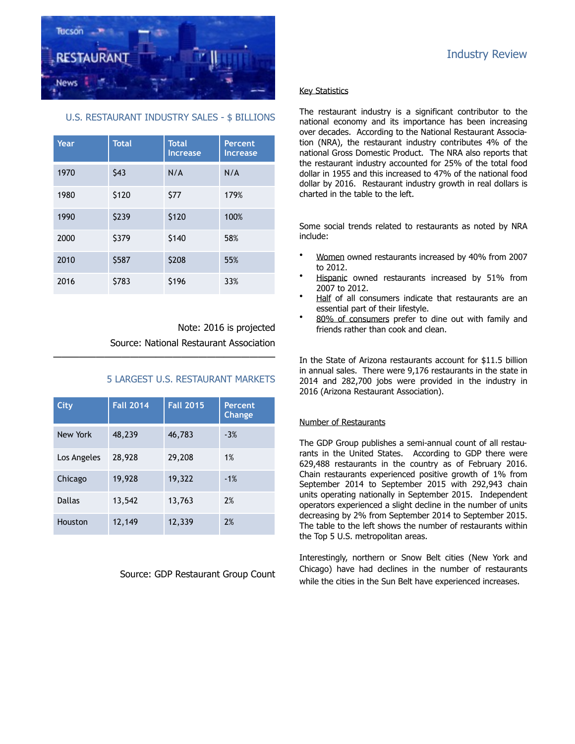# Industry Review

## U.S. RESTAURANT INDUSTRY SALES - $ BILLIONS

| Year | Total | Total Increase | Percent Increase |
|---|---|---|---|
| 1970 | $43 | N/A | N/A |
| 1980 | $120 | $77 | 179% |
| 1990 | $239 | $120 | 100% |
| 2000 | $379 | $140 | 58% |
| 2010 | $587 | $208 | 55% |
| 2016 | $783 | $196 | 33% |

Note: 2016 is projected

Source: National Restaurant Association

## 5 LARGEST U.S. RESTAURANT MARKETS

| City | Fall 2014 | Fall 2015 | Percent Change |
|---|---|---|---|
| New York | 48,239 | 46,783 | -3% |
| Los Angeles | 28,928 | 29,208 | 1% |
| Chicago | 19,928 | 19,322 | -1% |
| Dallas | 13,542 | 13,763 | 2% |
| Houston | 12,149 | 12,339 | 2% |

Source: GDP Restaurant Group Count

### Key Statistics

The restaurant industry is a significant contributor to the national economy and its importance has been increasing over decades. According to the National Restaurant Association (NRA), the restaurant industry contributes 4% of the national Gross Domestic Product. The NRA also reports that the restaurant industry accounted for 25% of the total food dollar in 1955 and this increased to 47% of the national food dollar by 2016. Restaurant industry growth in real dollars is charted in the table to the left.

Some social trends related to restaurants as noted by NRA include:

- Women owned restaurants increased by 40% from 2007 to 2012.
- Hispanic owned restaurants increased by 51% from 2007 to 2012.
- Half of all consumers indicate that restaurants are an essential part of their lifestyle.
- 80% of consumers prefer to dine out with family and friends rather than cook and clean.

In the State of Arizona restaurants account for $11.5 billion in annual sales. There were 9,176 restaurants in the state in 2014 and 282,700 jobs were provided in the industry in 2016 (Arizona Restaurant Association).

### Number of Restaurants

The GDP Group publishes a semi-annual count of all restaurants in the United States. According to GDP there were 629,488 restaurants in the country as of February 2016. Chain restaurants experienced positive growth of 1% from September 2014 to September 2015 with 292,943 chain units operating nationally in September 2015. Independent operators experienced a slight decline in the number of units decreasing by 2% from September 2014 to September 2015. The table to the left shows the number of restaurants within the Top 5 U.S. metropolitan areas.

Interestingly, northern or Snow Belt cities (New York and Chicago) have had declines in the number of restaurants while the cities in the Sun Belt have experienced increases.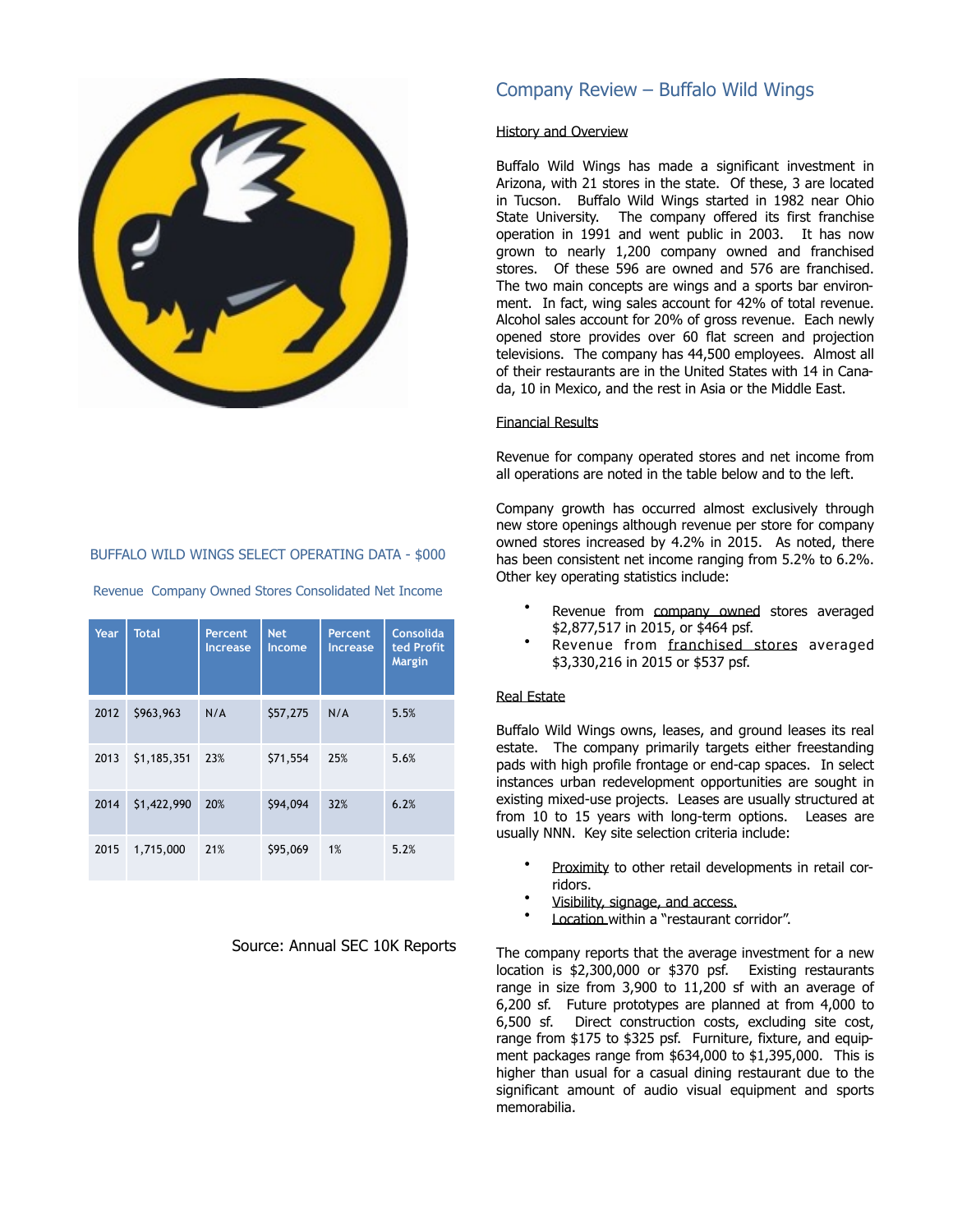## Company Review – Buffalo Wild Wings

### History and Overview

Buffalo Wild Wings has made a significant investment in Arizona, with 21 stores in the state. Of these, 3 are located in Tucson. Buffalo Wild Wings started in 1982 near Ohio State University. The company offered its first franchise operation in 1991 and went public in 2003. It has now grown to nearly 1,200 company owned and franchised stores. Of these 596 are owned and 576 are franchised. The two main concepts are wings and a sports bar environment. In fact, wing sales account for 42% of total revenue. Alcohol sales account for 20% of gross revenue. Each newly opened store provides over 60 flat screen and projection televisions. The company has 44,500 employees. Almost all of their restaurants are in the United States with 14 in Canada, 10 in Mexico, and the rest in Asia or the Middle East.

### Financial Results

Revenue for company operated stores and net income from all operations are noted in the table below and to the left.

Company growth has occurred almost exclusively through new store openings although revenue per store for company owned stores increased by 4.2% in 2015. As noted, there has been consistent net income ranging from 5.2% to 6.2%. Other key operating statistics include:

- Revenue from company owned stores averaged $2,877,517 in 2015, or $464 psf.
- Revenue from franchised stores averaged $3,330,216 in 2015 or $537 psf.

BUFFALO WILD WINGS SELECT OPERATING DATA - $000

Revenue Company Owned Stores Consolidated Net Income

| Year | Total | Percent Increase | Net Income | Percent Increase | Consolidated Profit Margin |
|---|---|---|---|---|---|
| 2012 | $963,963 | N/A | $57,275 | N/A | 5.5% |
| 2013 | $1,185,351 | 23% | $71,554 | 25% | 5.6% |
| 2014 | $1,422,990 | 20% | $94,094 | 32% | 6.2% |
| 2015 | 1,715,000 | 21% | $95,069 | 1% | 5.2% |

Source: Annual SEC 10K Reports

### Real Estate

Buffalo Wild Wings owns, leases, and ground leases its real estate. The company primarily targets either freestanding pads with high profile frontage or end-cap spaces. In select instances urban redevelopment opportunities are sought in existing mixed-use projects. Leases are usually structured at from 10 to 15 years with long-term options. Leases are usually NNN. Key site selection criteria include:

- Proximity to other retail developments in retail corridors.
- Visibility, signage, and access.
- Location within a "restaurant corridor".

The company reports that the average investment for a new location is $2,300,000 or $370 psf. Existing restaurants range in size from 3,900 to 11,200 sf with an average of 6,200 sf. Future prototypes are planned at from 4,000 to 6,500 sf. Direct construction costs, excluding site cost, range from $175 to $325 psf. Furniture, fixture, and equipment packages range from $634,000 to $1,395,000. This is higher than usual for a casual dining restaurant due to the significant amount of audio visual equipment and sports memorabilia.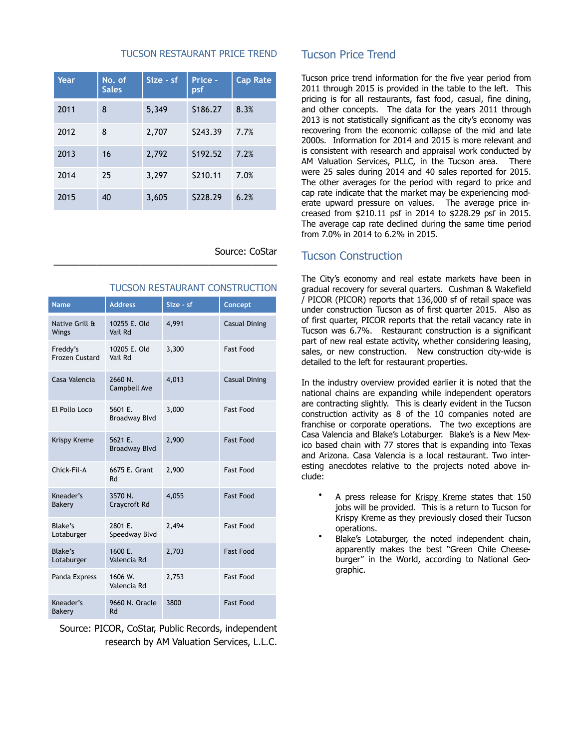## TUCSON RESTAURANT PRICE TREND

| Year | No. of Sales | Size - sf | Price - psf | Cap Rate |
|---|---|---|---|---|
| 2011 | 8 | 5,349 | $186.27 | 8.3% |
| 2012 | 8 | 2,707 | $243.39 | 7.7% |
| 2013 | 16 | 2,792 | $192.52 | 7.2% |
| 2014 | 25 | 3,297 | $210.11 | 7.0% |
| 2015 | 40 | 3,605 | $228.29 | 6.2% |

Source: CoStar

## TUCSON RESTAURANT CONSTRUCTION

| Name | Address | Size - sf | Concept |
|---|---|---|---|
| Native Grill & Wings | 10255 E. Old Vail Rd | 4,991 | Casual Dining |
| Freddy's Frozen Custard | 10205 E. Old Vail Rd | 3,300 | Fast Food |
| Casa Valencia | 2660 N. Campbell Ave | 4,013 | Casual Dining |
| El Pollo Loco | 5601 E. Broadway Blvd | 3,000 | Fast Food |
| Krispy Kreme | 5621 E. Broadway Blvd | 2,900 | Fast Food |
| Chick-Fil-A | 6675 E. Grant Rd | 2,900 | Fast Food |
| Kneader's Bakery | 3570 N. Craycroft Rd | 4,055 | Fast Food |
| Blake's Lotaburger | 2801 E. Speedway Blvd | 2,494 | Fast Food |
| Blake's Lotaburger | 1600 E. Valencia Rd | 2,703 | Fast Food |
| Panda Express | 1606 W. Valencia Rd | 2,753 | Fast Food |
| Kneader's Bakery | 9660 N. Oracle Rd | 3800 | Fast Food |

Source: PICOR, CoStar, Public Records, independent research by AM Valuation Services, L.L.C.

## Tucson Price Trend

Tucson price trend information for the five year period from 2011 through 2015 is provided in the table to the left. This pricing is for all restaurants, fast food, casual, fine dining, and other concepts. The data for the years 2011 through 2013 is not statistically significant as the city's economy was recovering from the economic collapse of the mid and late 2000s. Information for 2014 and 2015 is more relevant and is consistent with research and appraisal work conducted by AM Valuation Services, PLLC, in the Tucson area. There were 25 sales during 2014 and 40 sales reported for 2015. The other averages for the period with regard to price and cap rate indicate that the market may be experiencing moderate upward pressure on values. The average price increased from $210.11 psf in 2014 to $228.29 psf in 2015. The average cap rate declined during the same time period from 7.0% in 2014 to 6.2% in 2015.

## Tucson Construction

The City's economy and real estate markets have been in gradual recovery for several quarters. Cushman & Wakefield / PICOR (PICOR) reports that 136,000 sf of retail space was under construction Tucson as of first quarter 2015. Also as of first quarter, PICOR reports that the retail vacancy rate in Tucson was 6.7%. Restaurant construction is a significant part of new real estate activity, whether considering leasing, sales, or new construction. New construction city-wide is detailed to the left for restaurant properties.

In the industry overview provided earlier it is noted that the national chains are expanding while independent operators are contracting slightly. This is clearly evident in the Tucson construction activity as 8 of the 10 companies noted are franchise or corporate operations. The two exceptions are Casa Valencia and Blake's Lotaburger. Blake's is a New Mexico based chain with 77 stores that is expanding into Texas and Arizona. Casa Valencia is a local restaurant. Two interesting anecdotes relative to the projects noted above include:

- A press release for Krispy Kreme states that 150 jobs will be provided. This is a return to Tucson for Krispy Kreme as they previously closed their Tucson operations.
- Blake's Lotaburger, the noted independent chain, apparently makes the best "Green Chile Cheeseburger" in the World, according to National Geographic.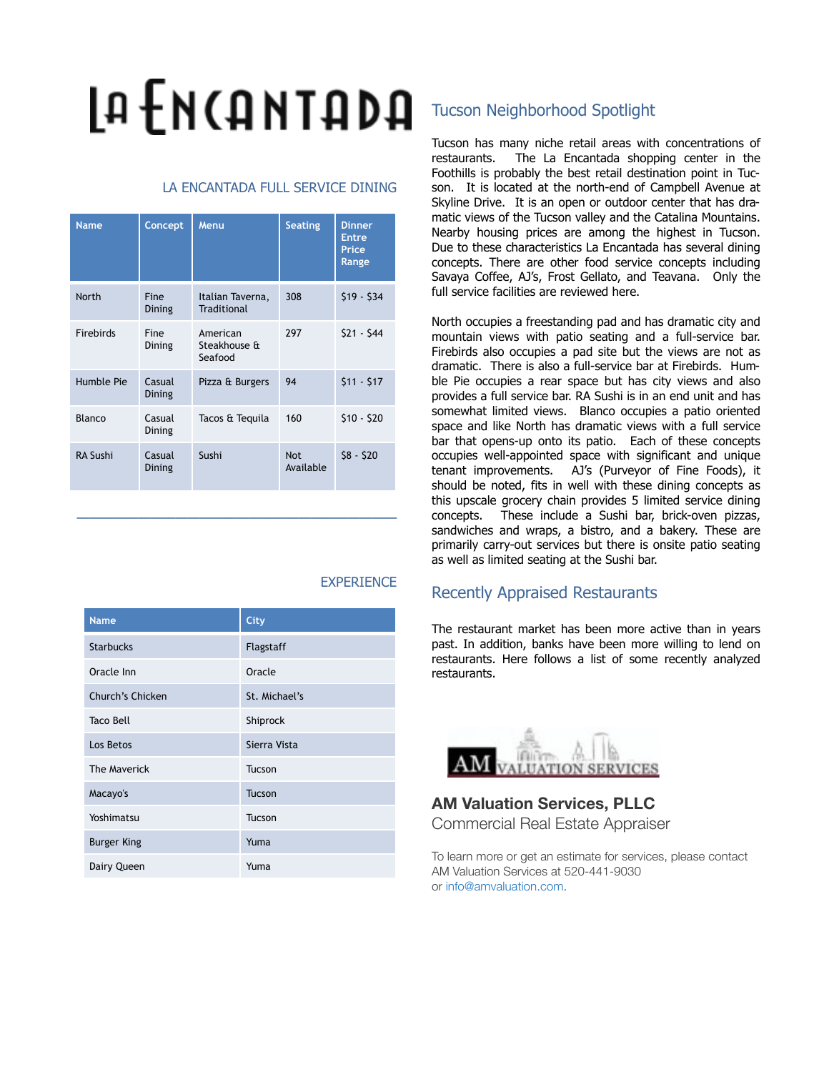# La Encantada

## LA ENCANTADA FULL SERVICE DINING

| Name | Concept | Menu | Seating | Dinner Entre Price Range |
|---|---|---|---|---|
| North | Fine Dining | Italian Taverna, Traditional | 308 | $19 - $34 |
| Firebirds | Fine Dining | American Steakhouse & Seafood | 297 | $21 - $44 |
| Humble Pie | Casual Dining | Pizza & Burgers | 94 | $11 - $17 |
| Blanco | Casual Dining | Tacos & Tequila | 160 | $10 - $20 |
| RA Sushi | Casual Dining | Sushi | Not Available | $8 - $20 |

## EXPERIENCE

| Name | City |
|---|---|
| Starbucks | Flagstaff |
| Oracle Inn | Oracle |
| Church's Chicken | St. Michael's |
| Taco Bell | Shiprock |
| Los Betos | Sierra Vista |
| The Maverick | Tucson |
| Macayo's | Tucson |
| Yoshimatsu | Tucson |
| Burger King | Yuma |
| Dairy Queen | Yuma |

## Tucson Neighborhood Spotlight

Tucson has many niche retail areas with concentrations of restaurants. The La Encantada shopping center in the Foothills is probably the best retail destination point in Tucson. It is located at the north-end of Campbell Avenue at Skyline Drive. It is an open or outdoor center that has dramatic views of the Tucson valley and the Catalina Mountains. Nearby housing prices are among the highest in Tucson. Due to these characteristics La Encantada has several dining concepts. There are other food service concepts including Savaya Coffee, AJ's, Frost Gellato, and Teavana. Only the full service facilities are reviewed here.

North occupies a freestanding pad and has dramatic city and mountain views with patio seating and a full-service bar. Firebirds also occupies a pad site but the views are not as dramatic. There is also a full-service bar at Firebirds. Humble Pie occupies a rear space but has city views and also provides a full service bar. RA Sushi is in an end unit and has somewhat limited views. Blanco occupies a patio oriented space and like North has dramatic views with a full service bar that opens-up onto its patio. Each of these concepts occupies well-appointed space with significant and unique tenant improvements. AJ's (Purveyor of Fine Foods), it should be noted, fits in well with these dining concepts as this upscale grocery chain provides 5 limited service dining concepts. These include a Sushi bar, brick-oven pizzas, sandwiches and wraps, a bistro, and a bakery. These are primarily carry-out services but there is onsite patio seating as well as limited seating at the Sushi bar.

## Recently Appraised Restaurants

The restaurant market has been more active than in years past. In addition, banks have been more willing to lend on restaurants. Here follows a list of some recently analyzed restaurants.

AM VALUATION SERVICES

**AM Valuation Services, PLLC**
Commercial Real Estate Appraiser

To learn more or get an estimate for services, please contact AM Valuation Services at 520-441-9030 or info@amvaluation.com.